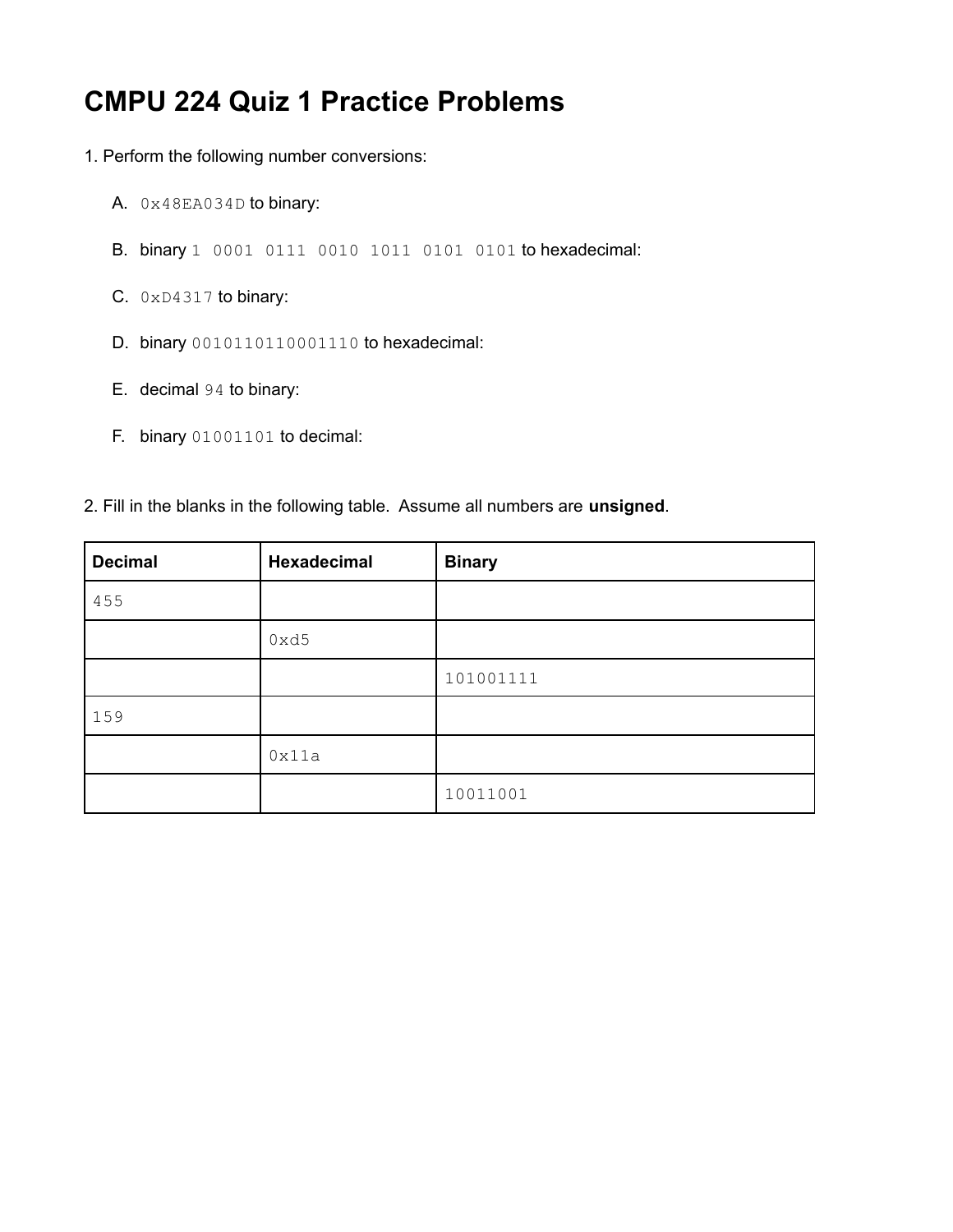# CMPU 224 Quiz 1 Practice Problems

1. Perform the following number conversions:

   A. `0x48EA034D` to binary:

   B. binary `1 0001 0111 0010 1011 0101 0101` to hexadecimal:

   C. `0xD4317` to binary:

   D. binary `0010110110001110` to hexadecimal:

   E. decimal `94` to binary:

   F. binary `01001101` to decimal:

2. Fill in the blanks in the following table. Assume all numbers are **unsigned**.

| **Decimal** | **Hexadecimal** | **Binary** |
|---|---|---|
| `455` | | |
| | `0xd5` | |
| | | `101001111` |
| `159` | | |
| | `0x11a` | |
| | | `10011001` |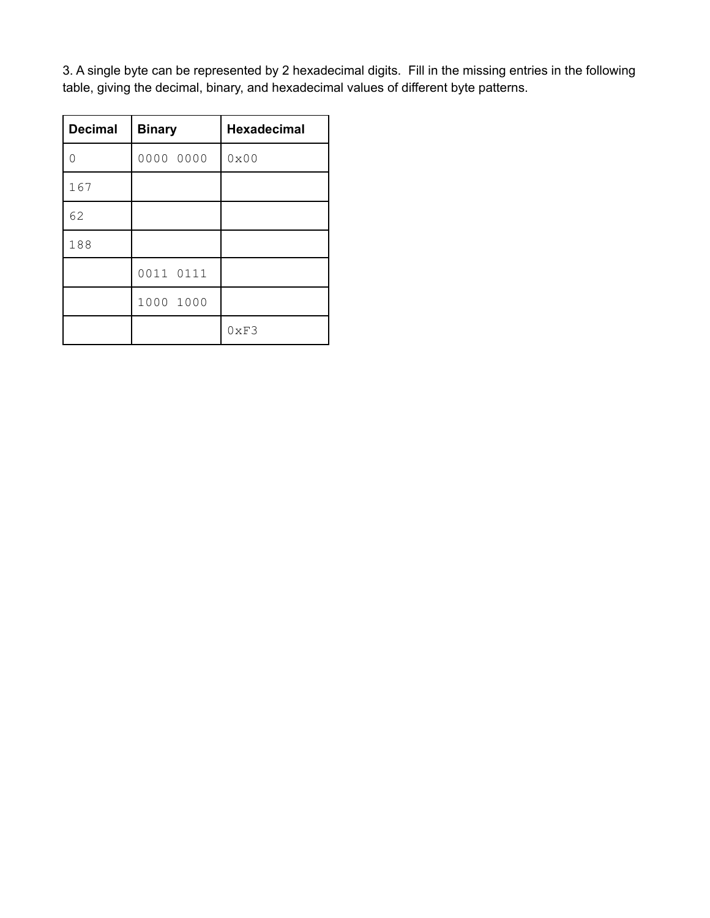3. A single byte can be represented by 2 hexadecimal digits. Fill in the missing entries in the following table, giving the decimal, binary, and hexadecimal values of different byte patterns.

| Decimal | Binary | Hexadecimal |
|---|---|---|
| 0 | 0000 0000 | 0x00 |
| 167 | | |
| 62 | | |
| 188 | | |
| | 0011 0111 | |
| | 1000 1000 | |
| | | 0xF3 |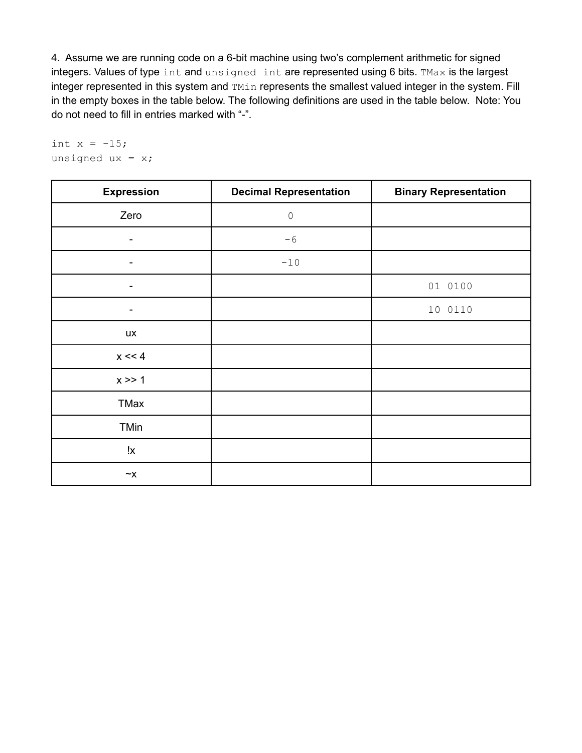4. Assume we are running code on a 6-bit machine using two's complement arithmetic for signed integers. Values of type `int` and `unsigned int` are represented using 6 bits. `TMax` is the largest integer represented in this system and `TMin` represents the smallest valued integer in the system. Fill in the empty boxes in the table below. The following definitions are used in the table below. Note: You do not need to fill in entries marked with "-".

```
int x = -15;
unsigned ux = x;
```

| Expression | Decimal Representation | Binary Representation |
|---|---|---|
| Zero | 0 | |
| - | -6 | |
| - | -10 | |
| - | | 01 0100 |
| - | | 10 0110 |
| ux | | |
| x << 4 | | |
| x >> 1 | | |
| TMax | | |
| TMin | | |
| !x | | |
| ~x | | |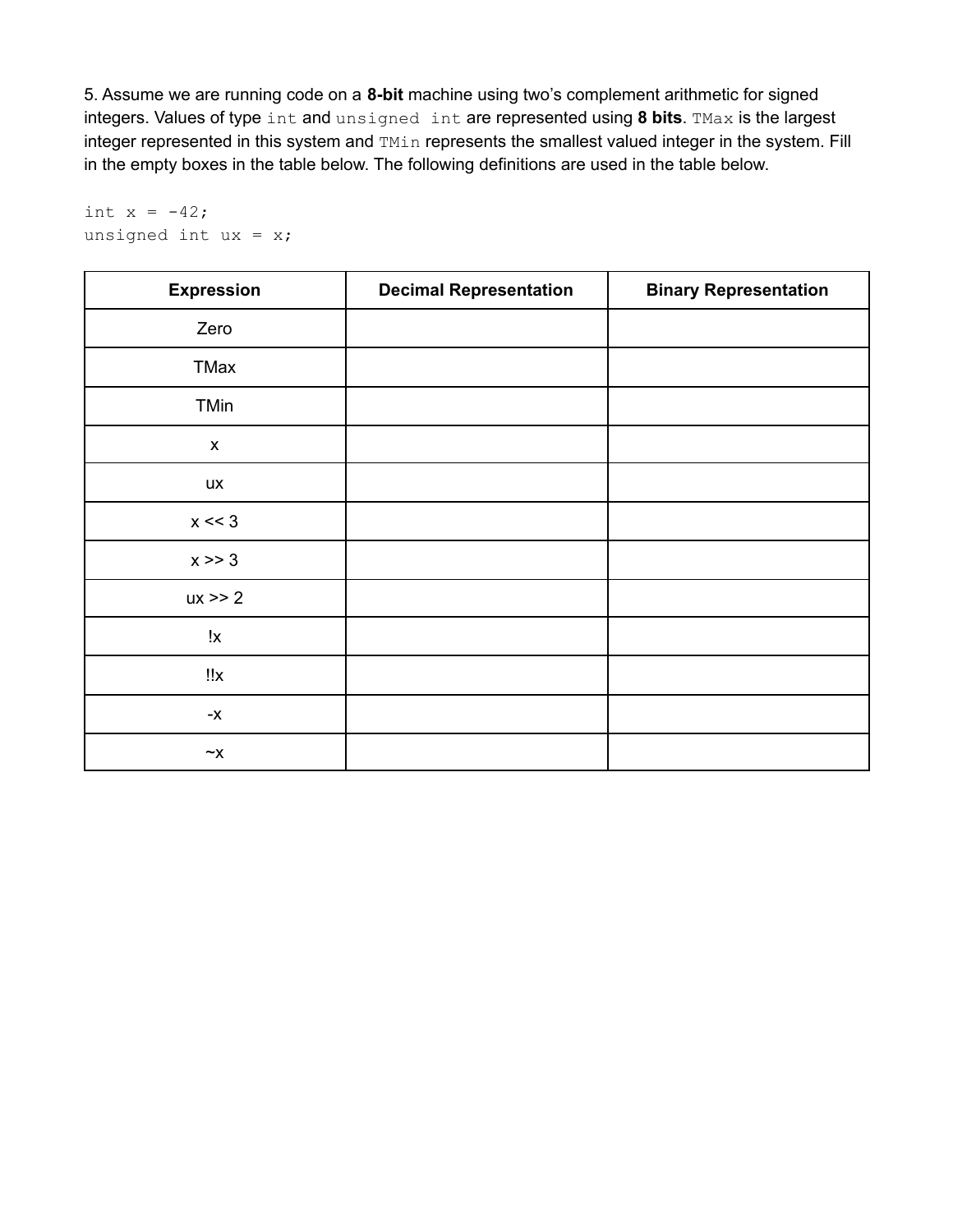5. Assume we are running code on a **8-bit** machine using two's complement arithmetic for signed integers. Values of type `int` and `unsigned int` are represented using **8 bits**. `TMax` is the largest integer represented in this system and `TMin` represents the smallest valued integer in the system. Fill in the empty boxes in the table below. The following definitions are used in the table below.

```
int x = -42;
unsigned int ux = x;
```

| Expression | Decimal Representation | Binary Representation |
|---|---|---|
| Zero | | |
| TMax | | |
| TMin | | |
| x | | |
| ux | | |
| x << 3 | | |
| x >> 3 | | |
| ux >> 2 | | |
| !x | | |
| !!x | | |
| -x | | |
| ~x | | |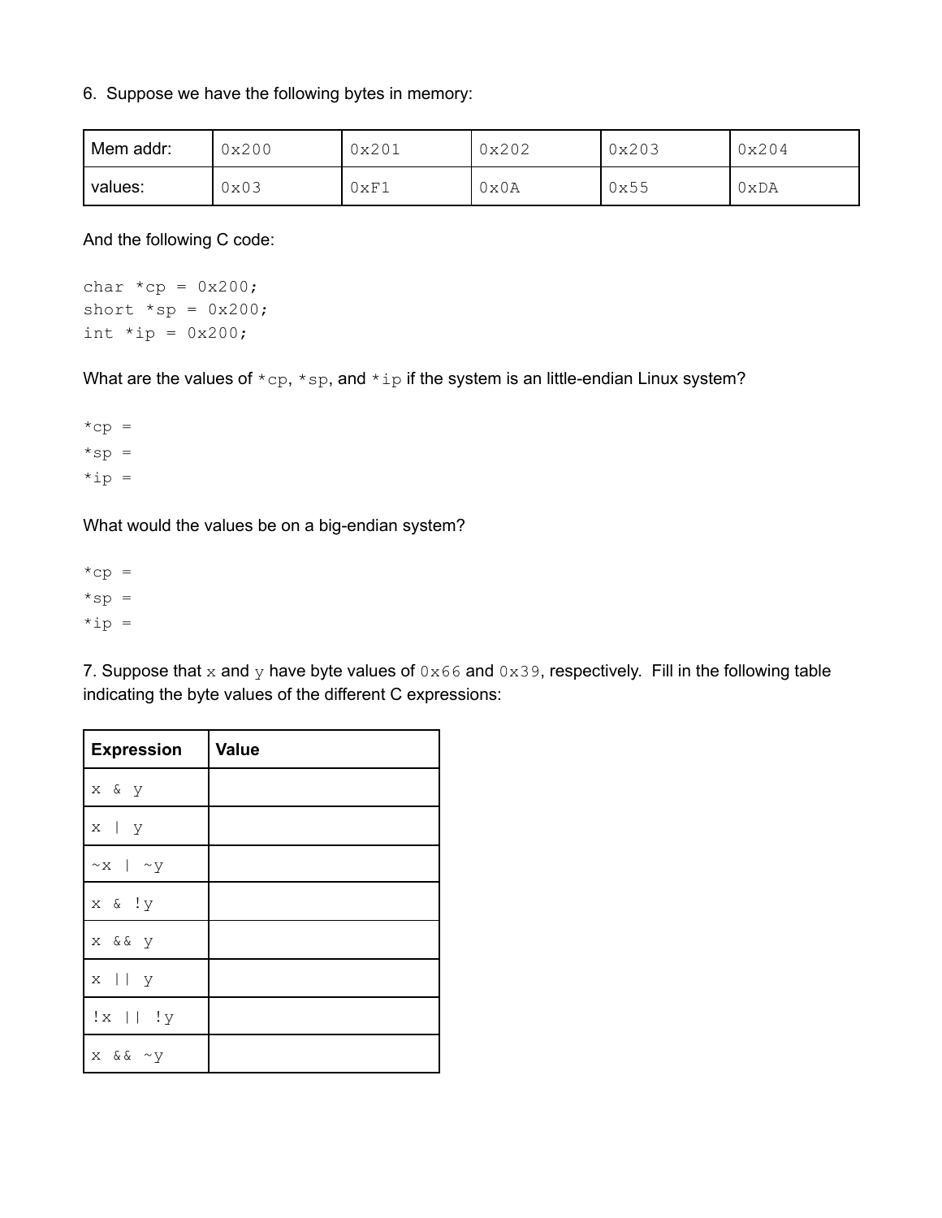6. Suppose we have the following bytes in memory:

| Mem addr: | 0x200 | 0x201 | 0x202 | 0x203 | 0x204 |
|---|---|---|---|---|---|
| values: | 0x03 | 0xF1 | 0x0A | 0x55 | 0xDA |

And the following C code:

```
char *cp = 0x200;
short *sp = 0x200;
int *ip = 0x200;
```

What are the values of `*cp`, `*sp`, and `*ip` if the system is an little-endian Linux system?

```
*cp =
*sp =
*ip =
```

What would the values be on a big-endian system?

```
*cp =
*sp =
*ip =
```

7. Suppose that `x` and `y` have byte values of `0x66` and `0x39`, respectively. Fill in the following table indicating the byte values of the different C expressions:

| **Expression** | **Value** |
|---|---|
| `x & y` | |
| `x | y` | |
| `~x | ~y` | |
| `x & !y` | |
| `x && y` | |
| `x || y` | |
| `!x || !y` | |
| `x && ~y` | |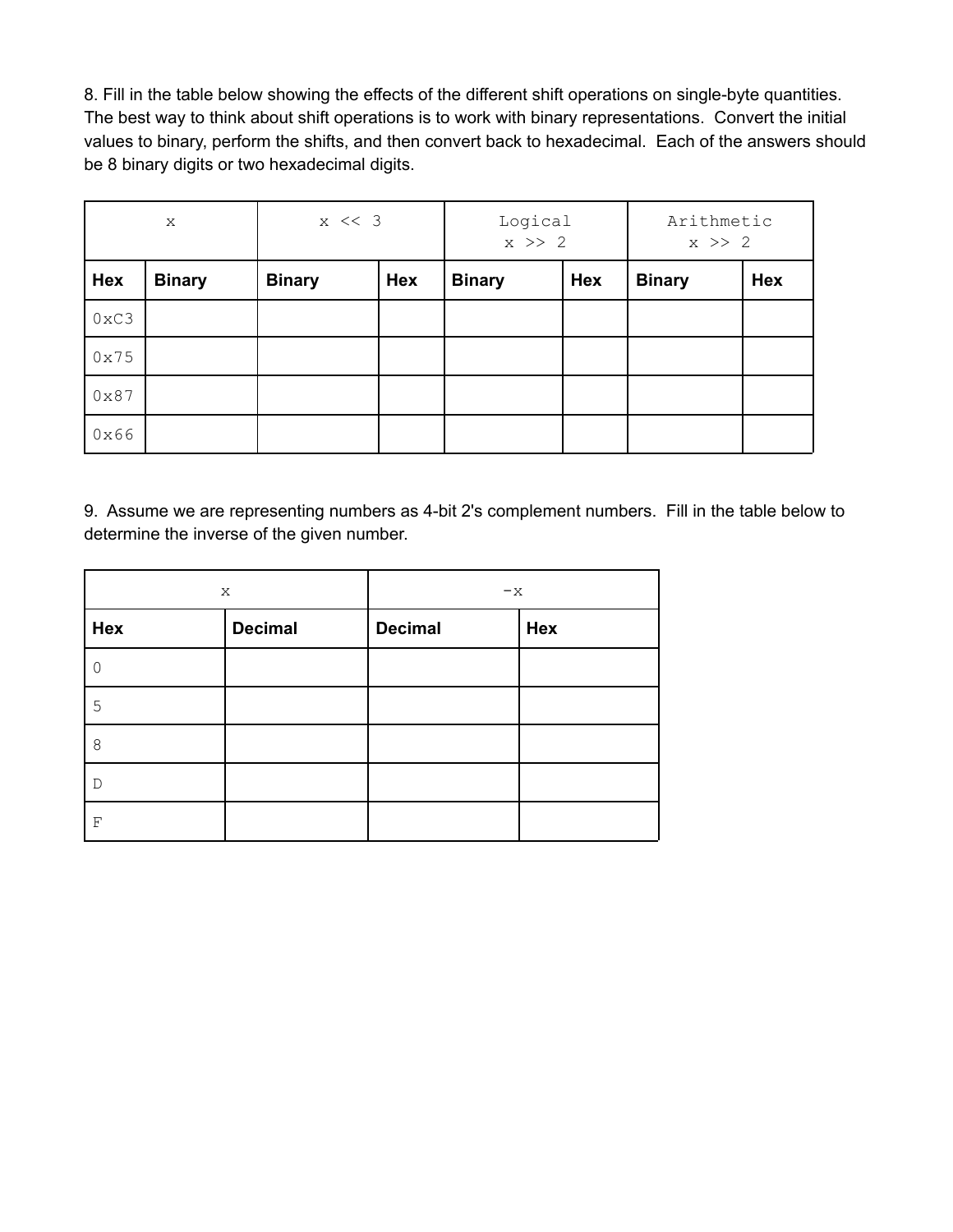8. Fill in the table below showing the effects of the different shift operations on single-byte quantities. The best way to think about shift operations is to work with binary representations. Convert the initial values to binary, perform the shifts, and then convert back to hexadecimal. Each of the answers should be 8 binary digits or two hexadecimal digits.

| `x` | | `x << 3` | | Logical `x >> 2` | | Arithmetic `x >> 2` | |
|---|---|---|---|---|---|---|---|
| **Hex** | **Binary** | **Binary** | **Hex** | **Binary** | **Hex** | **Binary** | **Hex** |
| `0xC3` | | | | | | | |
| `0x75` | | | | | | | |
| `0x87` | | | | | | | |
| `0x66` | | | | | | | |

9. Assume we are representing numbers as 4-bit 2's complement numbers. Fill in the table below to determine the inverse of the given number.

| `x` | | `-x` | |
|---|---|---|---|
| **Hex** | **Decimal** | **Decimal** | **Hex** |
| 0 | | | |
| 5 | | | |
| 8 | | | |
| D | | | |
| F | | | |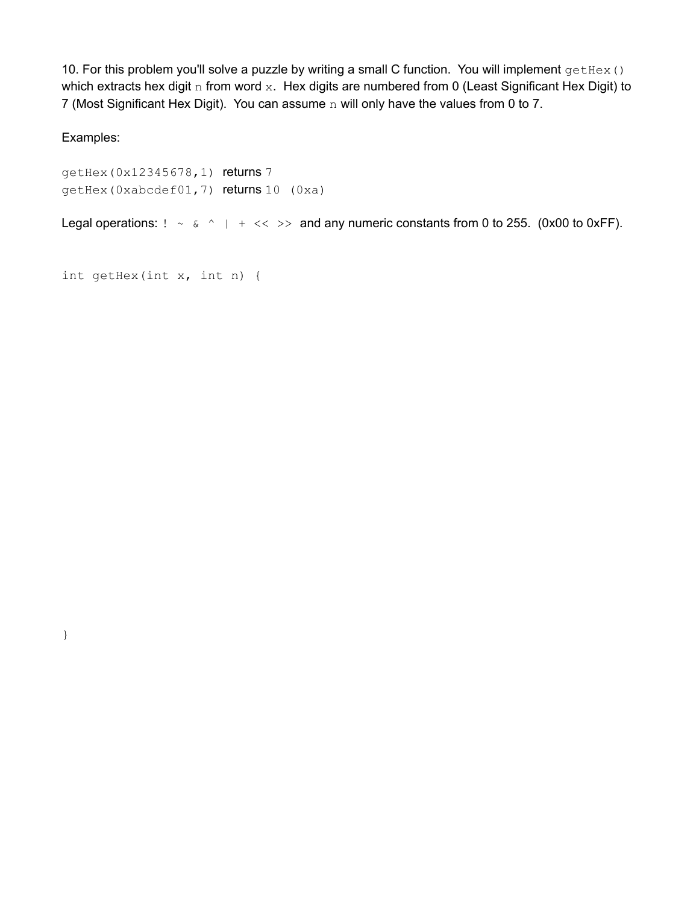10. For this problem you'll solve a puzzle by writing a small C function. You will implement `getHex()` which extracts hex digit `n` from word `x`. Hex digits are numbered from 0 (Least Significant Hex Digit) to 7 (Most Significant Hex Digit). You can assume `n` will only have the values from 0 to 7.

Examples:

`getHex(0x12345678,1)` returns `7`
`getHex(0xabcdef01,7)` returns `10 (0xa)`

Legal operations: `! ~ & ^ | + << >>` and any numeric constants from 0 to 255. (0x00 to 0xFF).

```
int getHex(int x, int n) {











}
```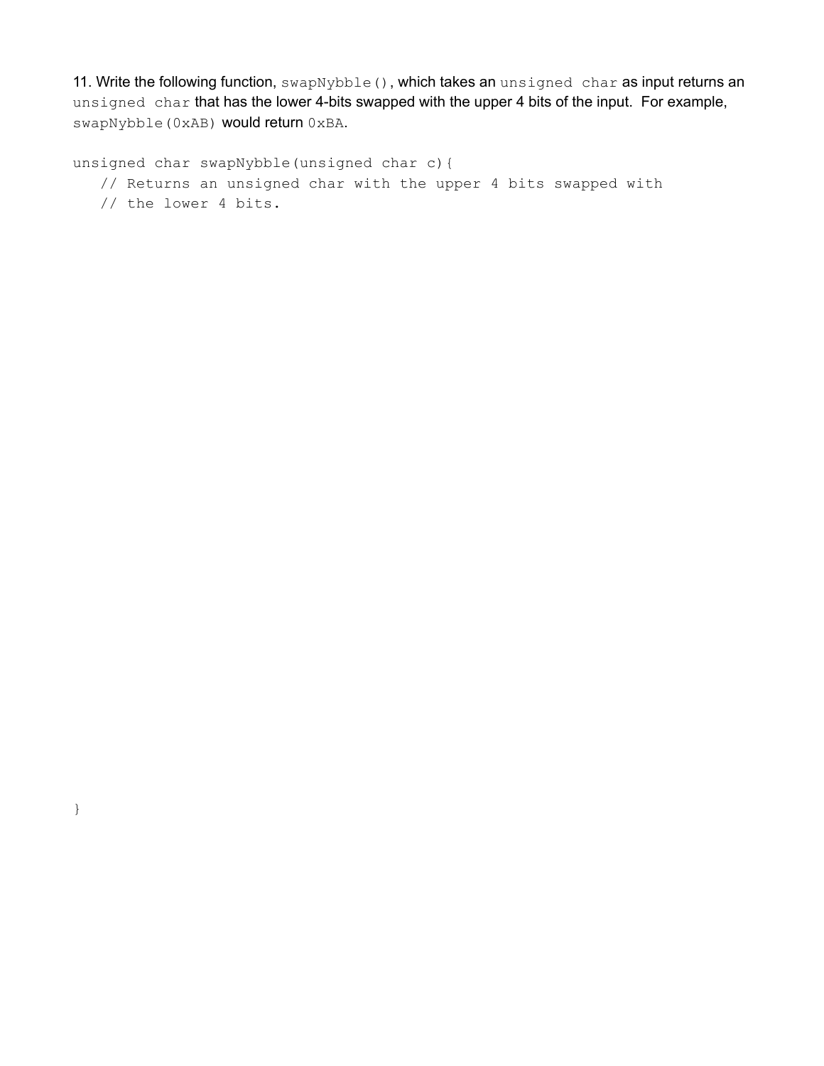11. Write the following function, `swapNybble()`, which takes an `unsigned char` as input returns an `unsigned char` that has the lower 4-bits swapped with the upper 4 bits of the input. For example, `swapNybble(0xAB)` would return `0xBA`.

```
unsigned char swapNybble(unsigned char c){
   // Returns an unsigned char with the upper 4 bits swapped with
   // the lower 4 bits.




}
```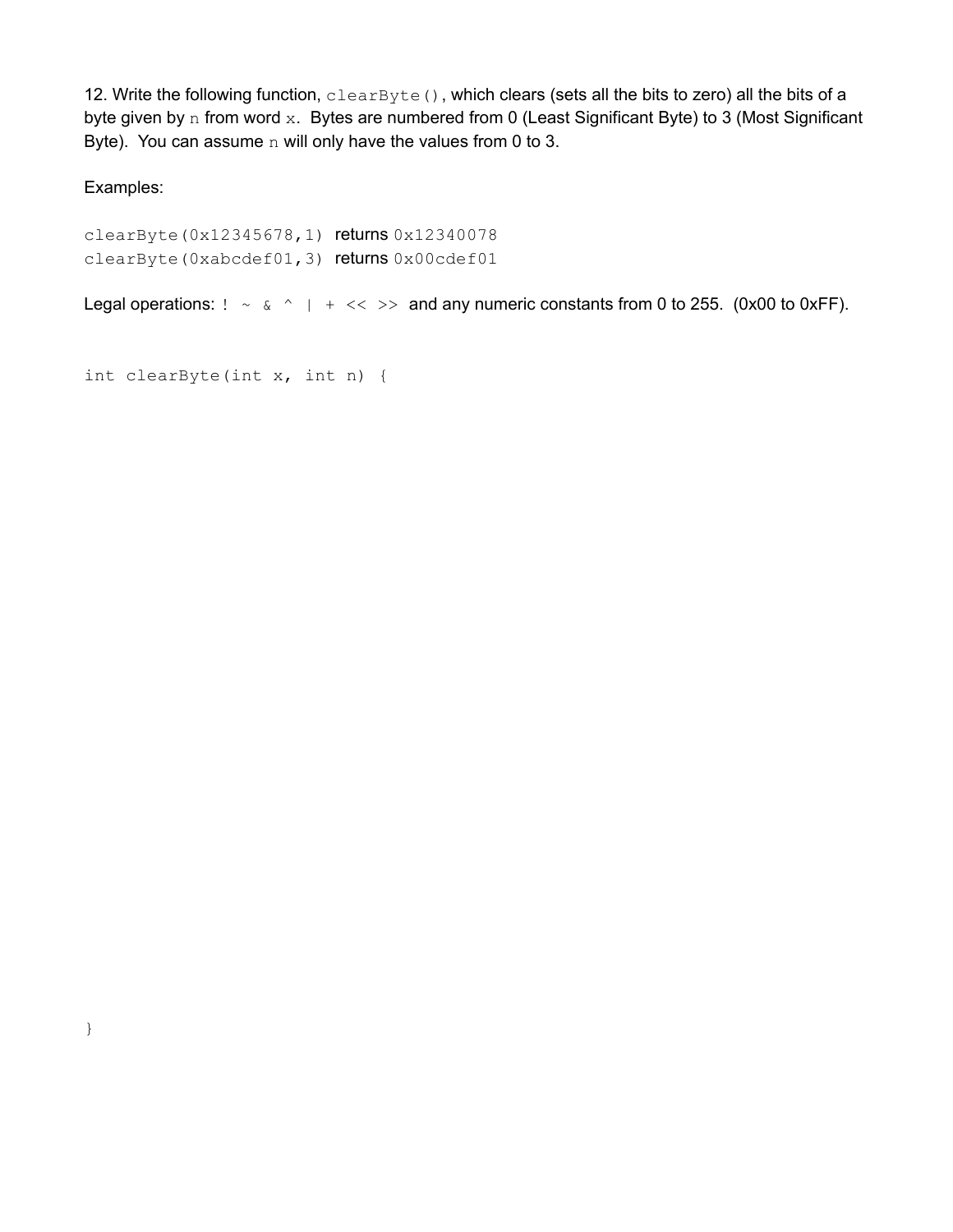12. Write the following function, `clearByte()`, which clears (sets all the bits to zero) all the bits of a byte given by `n` from word `x`. Bytes are numbered from 0 (Least Significant Byte) to 3 (Most Significant Byte). You can assume `n` will only have the values from 0 to 3.

Examples:

```
clearByte(0x12345678,1) returns 0x12340078
clearByte(0xabcdef01,3) returns 0x00cdef01
```

Legal operations: `! ~ & ^ | + << >>` and any numeric constants from 0 to 255. (0x00 to 0xFF).

```
int clearByte(int x, int n) {



}
```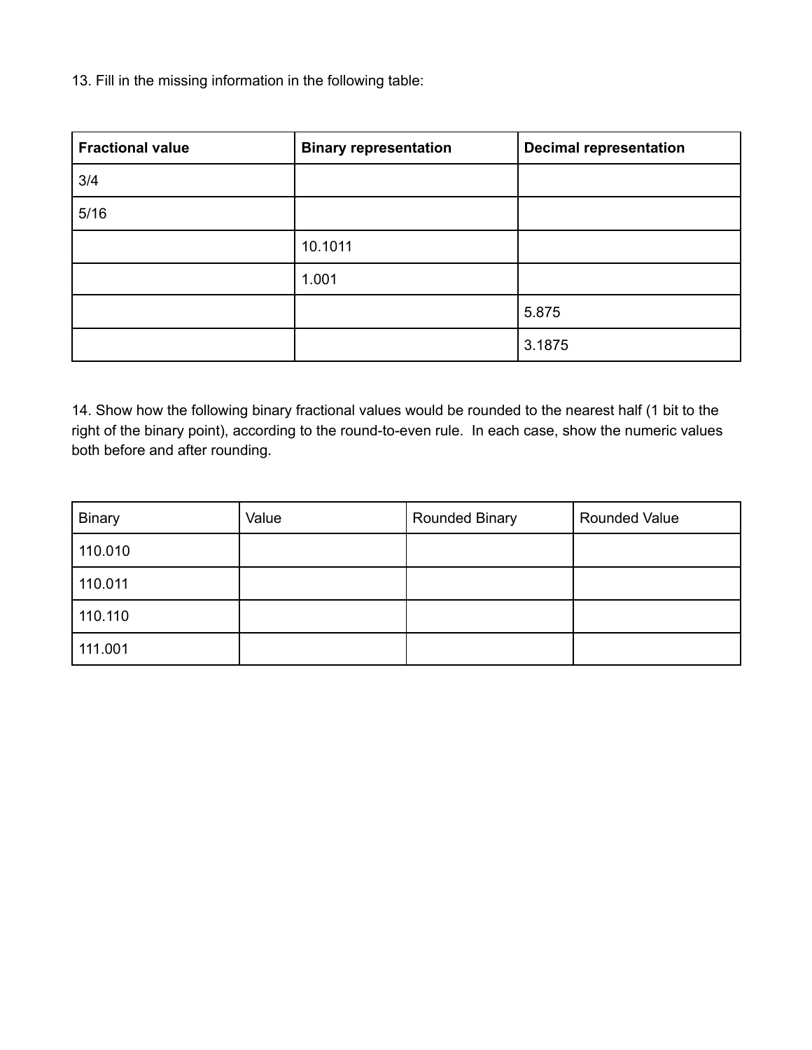13. Fill in the missing information in the following table:

| **Fractional value** | **Binary representation** | **Decimal representation** |
|---|---|---|
| 3/4 | | |
| 5/16 | | |
| | 10.1011 | |
| | 1.001 | |
| | | 5.875 |
| | | 3.1875 |

14. Show how the following binary fractional values would be rounded to the nearest half (1 bit to the right of the binary point), according to the round-to-even rule. In each case, show the numeric values both before and after rounding.

| Binary | Value | Rounded Binary | Rounded Value |
|---|---|---|---|
| 110.010 | | | |
| 110.011 | | | |
| 110.110 | | | |
| 111.001 | | | |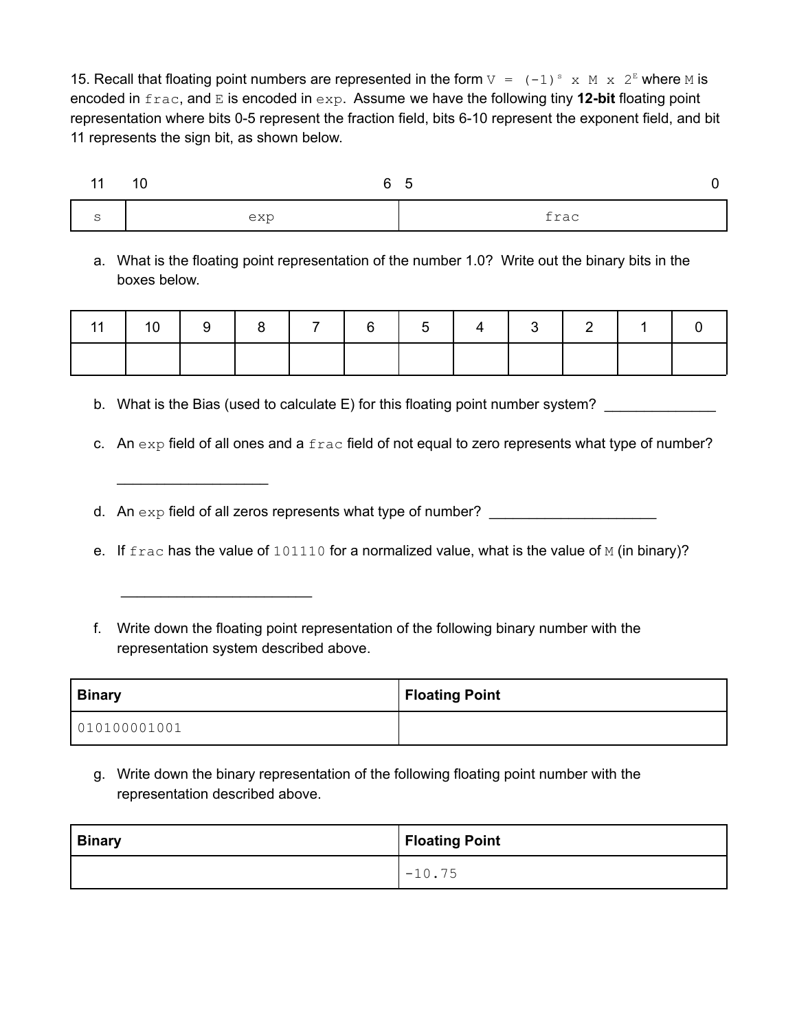15. Recall that floating point numbers are represented in the form `V = (-1)^s x M x 2^E` where `M` is encoded in `frac`, and `E` is encoded in `exp`. Assume we have the following tiny **12-bit** floating point representation where bits 0-5 represent the fraction field, bits 6-10 represent the exponent field, and bit 11 represents the sign bit, as shown below.

| 11 | 10 — 6 | 5 — 0 |
|---|---|---|
| s | exp | frac |

a. What is the floating point representation of the number 1.0? Write out the binary bits in the boxes below.

| 11 | 10 | 9 | 8 | 7 | 6 | 5 | 4 | 3 | 2 | 1 | 0 |
|---|---|---|---|---|---|---|---|---|---|---|---|
| | | | | | | | | | | | |

b. What is the Bias (used to calculate E) for this floating point number system? ______________

c. An `exp` field of all ones and a `frac` field of not equal to zero represents what type of number?

___________________

d. An `exp` field of all zeros represents what type of number? _____________________

e. If `frac` has the value of `101110` for a normalized value, what is the value of `M` (in binary)?

________________________

f. Write down the floating point representation of the following binary number with the representation system described above.

| **Binary** | **Floating Point** |
|---|---|
| 010100001001 | |

g. Write down the binary representation of the following floating point number with the representation described above.

| **Binary** | **Floating Point** |
|---|---|
| | -10.75 |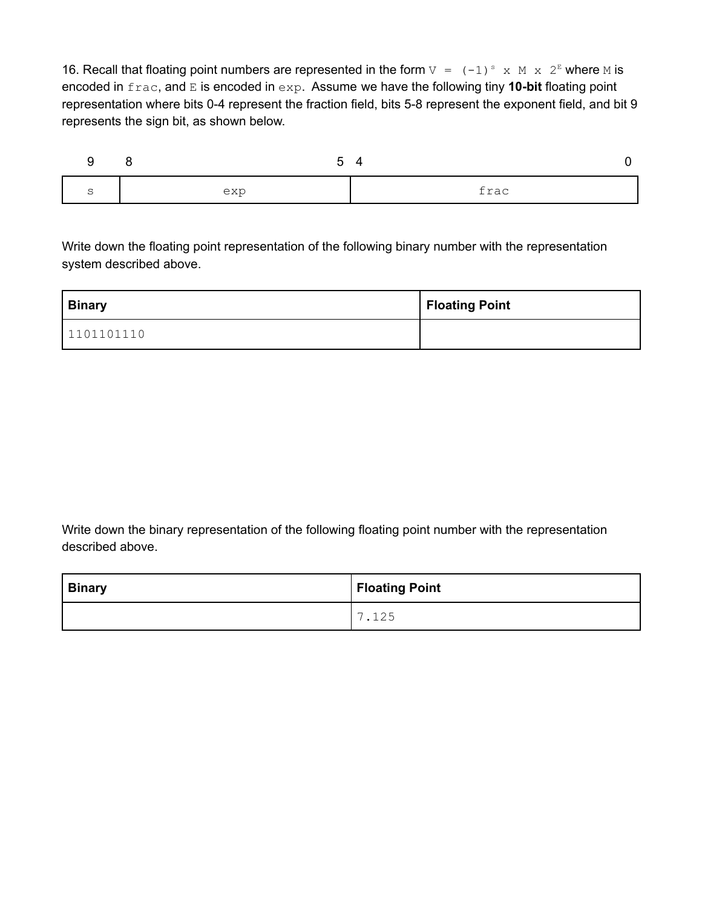16. Recall that floating point numbers are represented in the form $V = (-1)^s \times M \times 2^E$ where `M` is encoded in `frac`, and `E` is encoded in `exp`. Assume we have the following tiny **10-bit** floating point representation where bits 0-4 represent the fraction field, bits 5-8 represent the exponent field, and bit 9 represents the sign bit, as shown below.

| 9 | 8 &nbsp;&nbsp;&nbsp;&nbsp;&nbsp;&nbsp;&nbsp;&nbsp;&nbsp;&nbsp; 5 | 4 &nbsp;&nbsp;&nbsp;&nbsp;&nbsp;&nbsp;&nbsp;&nbsp;&nbsp;&nbsp; 0 |
|---|---|---|
| s | exp | frac |

Write down the floating point representation of the following binary number with the representation system described above.

| Binary | Floating Point |
|---|---|
| 1101101110 | |

Write down the binary representation of the following floating point number with the representation described above.

| Binary | Floating Point |
|---|---|
| | 7.125 |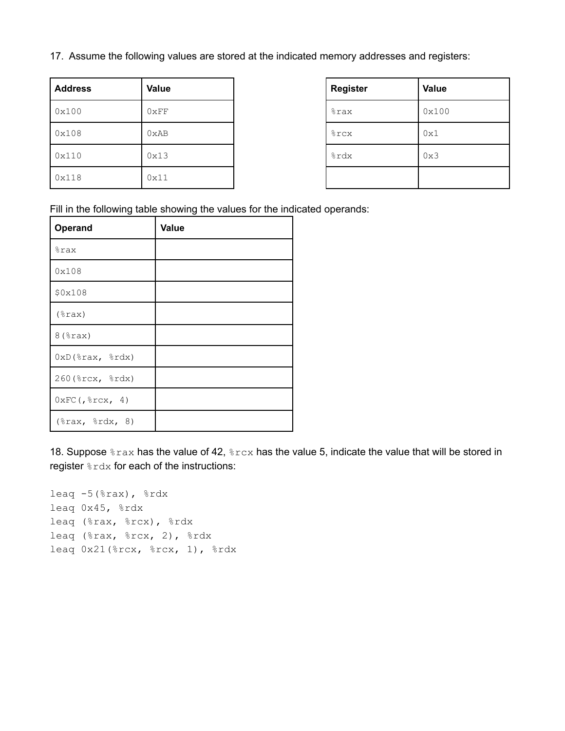17. Assume the following values are stored at the indicated memory addresses and registers:

| Address | Value |
|---|---|
| `0x100` | `0xFF` |
| `0x108` | `0xAB` |
| `0x110` | `0x13` |
| `0x118` | `0x11` |

| Register | Value |
|---|---|
| `%rax` | `0x100` |
| `%rcx` | `0x1` |
| `%rdx` | `0x3` |
| | |

Fill in the following table showing the values for the indicated operands:

| Operand | Value |
|---|---|
| `%rax` | |
| `0x108` | |
| `$0x108` | |
| `(%rax)` | |
| `8(%rax)` | |
| `0xD(%rax, %rdx)` | |
| `260(%rcx, %rdx)` | |
| `0xFC(,%rcx, 4)` | |
| `(%rax, %rdx, 8)` | |

18. Suppose `%rax` has the value of 42, `%rcx` has the value 5, indicate the value that will be stored in register `%rdx` for each of the instructions:

```
leaq -5(%rax), %rdx
leaq 0x45, %rdx
leaq (%rax, %rcx), %rdx
leaq (%rax, %rcx, 2), %rdx
leaq 0x21(%rcx, %rcx, 1), %rdx
```